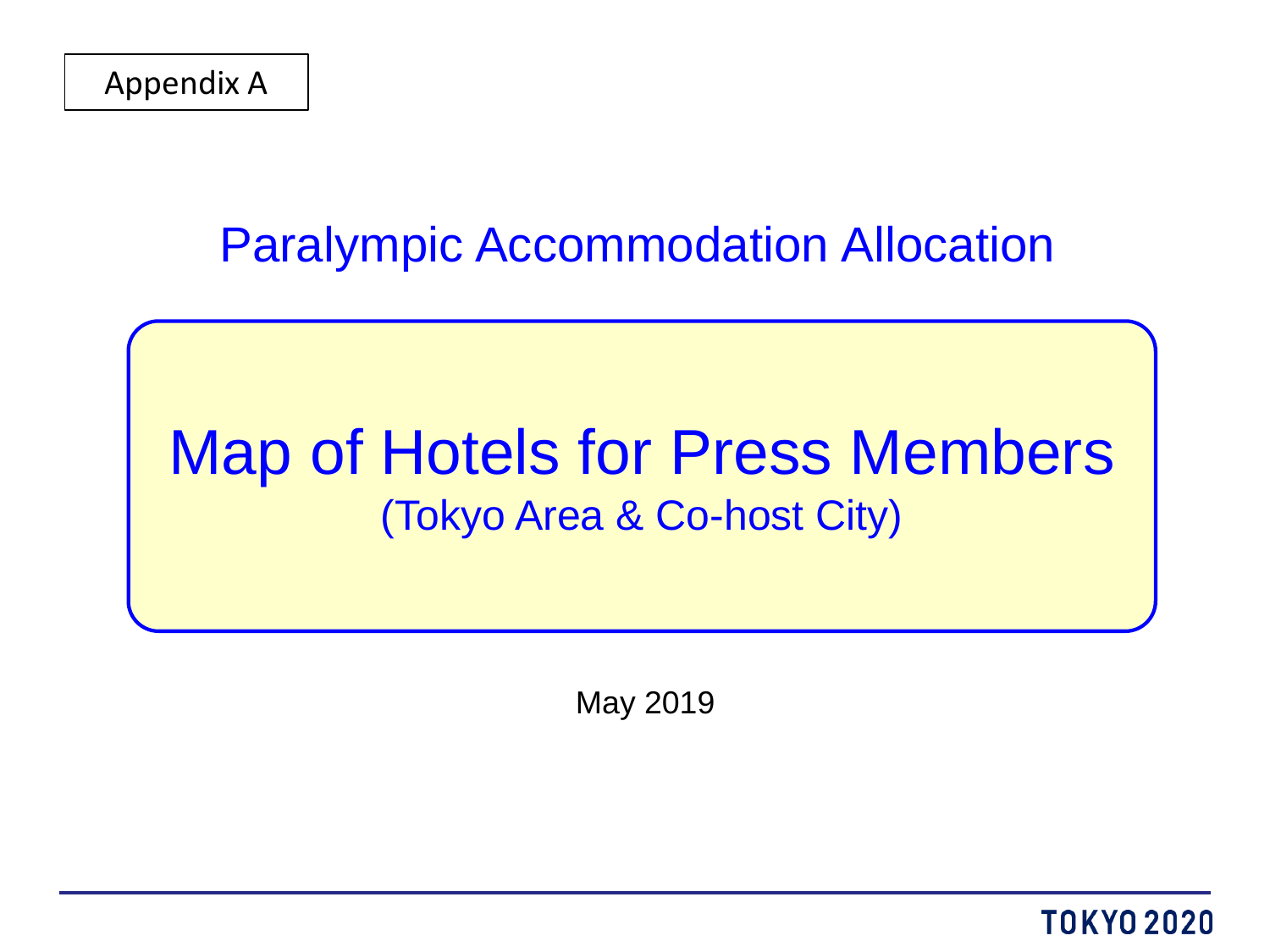Appendix A

# Paralympic Accommodation Allocation

## Map of Hotels for Press Members

(Tokyo Area & Co-host City)

May 2019

TOKYO 2020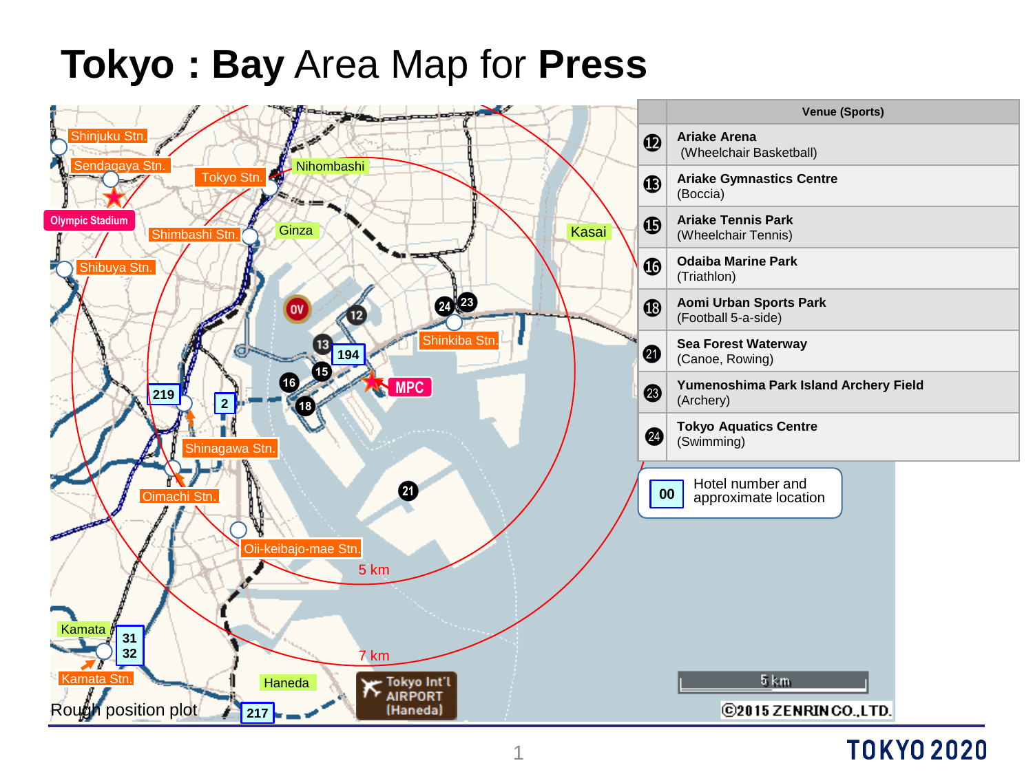# Tokyo : Bay Area Map for Press

| | Venue (Sports) |
|---|---|
| 12 | **Ariake Arena** (Wheelchair Basketball) |
| 13 | **Ariake Gymnastics Centre** (Boccia) |
| 15 | **Ariake Tennis Park** (Wheelchair Tennis) |
| 16 | **Odaiba Marine Park** (Triathlon) |
| 18 | **Aomi Urban Sports Park** (Football 5-a-side) |
| 21 | **Sea Forest Waterway** (Canoe, Rowing) |
| 23 | **Yumenoshima Park Island Archery Field** (Archery) |
| 24 | **Tokyo Aquatics Centre** (Swimming) |

00 — Hotel number and approximate location

Shinjuku Stn. · Sendagaya Stn. · Olympic Stadium · Tokyo Stn. · Nihombashi · Shimbashi Stn. · Ginza · Shibuya Stn. · Kasai · OV · Shinkiba Stn. · 194 · MPC · 219 · 2 · Shinagawa Stn. · Oimachi Stn. · Oii-keibajo-mae Stn. · 5 km · 7 km · Kamata · 31 · 32 · Kamata Stn. · Haneda · 217 · Tokyo Int'l AIRPORT (Haneda)

Rough position plot

©2015 ZENRIN CO.,LTD.

TOKYO 2020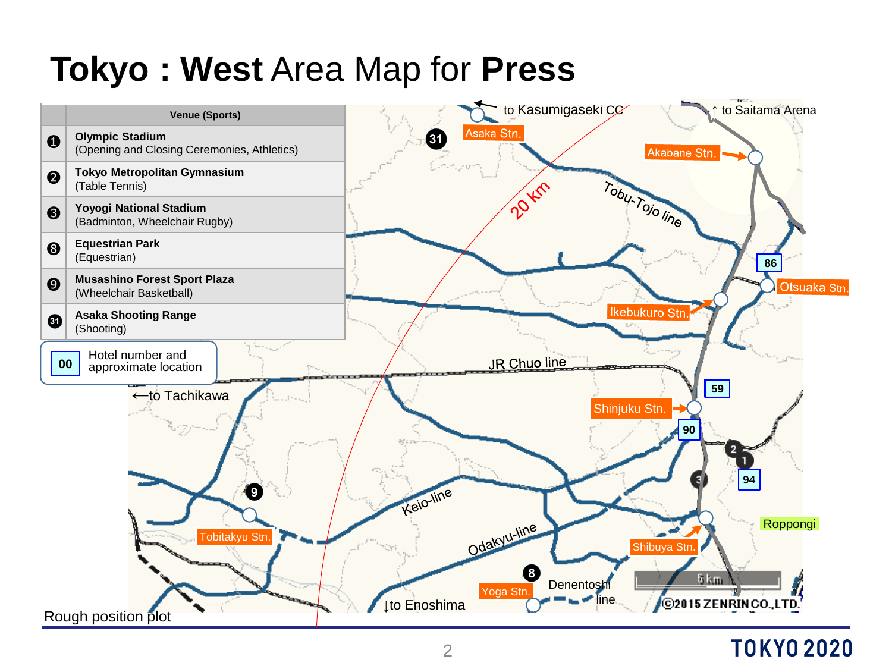# Tokyo : West Area Map for Press

| | Venue (Sports) |
|---|---|
| ❶ | **Olympic Stadium** (Opening and Closing Ceremonies, Athletics) |
| ❷ | **Tokyo Metropolitan Gymnasium** (Table Tennis) |
| ❸ | **Yoyogi National Stadium** (Badminton, Wheelchair Rugby) |
| ❽ | **Equestrian Park** (Equestrian) |
| ❾ | **Musashino Forest Sport Plaza** (Wheelchair Basketball) |
| 31 | **Asaka Shooting Range** (Shooting) |

00 Hotel number and approximate location

to Kasumigaseki CC

↑ to Saitama Arena

Asaka Stn.

Akabane Stn.

20 km

Tobu-Tojo line

86

Otsuaka Stn.

Ikebukuro Stn.

JR Chuo line

←to Tachikawa

59

Shinjuku Stn.

90

94

Roppongi

Keio-line

Tobitakyu Stn.

Odakyu-line

Shibuya Stn.

Yoga Stn.

Denentoshi line

↓to Enoshima

5 km

©2015 ZENRIN CO.,LTD.

Rough position plot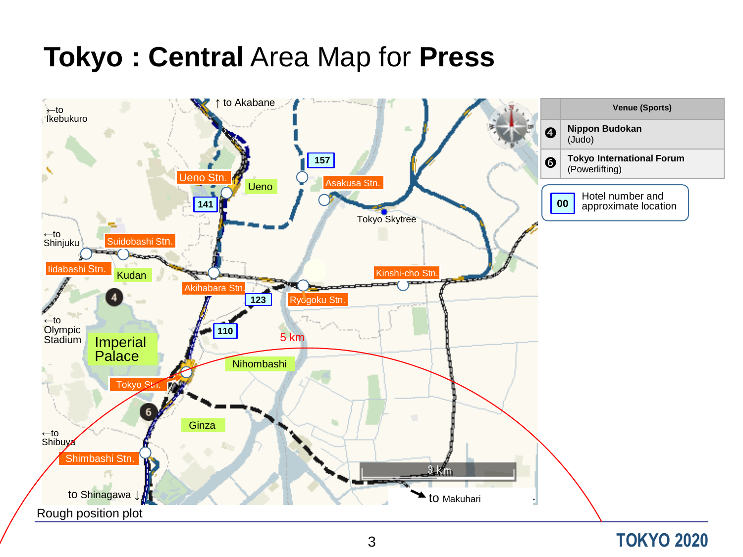# Tokyo : Central Area Map for Press

| | Venue (Sports) |
|---|---|
| ❹ | **Nippon Budokan** (Judo) |
| ❻ | **Tokyo International Forum** (Powerlifting) |

**00** Hotel number and approximate location

↑ to Akabane

←to Ikebukuro

←to Shinjuku

←to Olympic Stadium

←to Shibuya

to Shinagawa ↓

to Makuhari

Ueno Stn. · Ueno · 141 · 157 · Asakusa Stn. · Tokyo Skytree · Suidobashi Stn. · Iidabashi Stn. · Kudan · Akihabara Stn. · 123 · Ryogoku Stn. · Kinshi-cho Stn. · 110 · 5 km · Imperial Palace · Nihombashi · Tokyo Stn. · Ginza · Shimbashi Stn. · 3 km

Rough position plot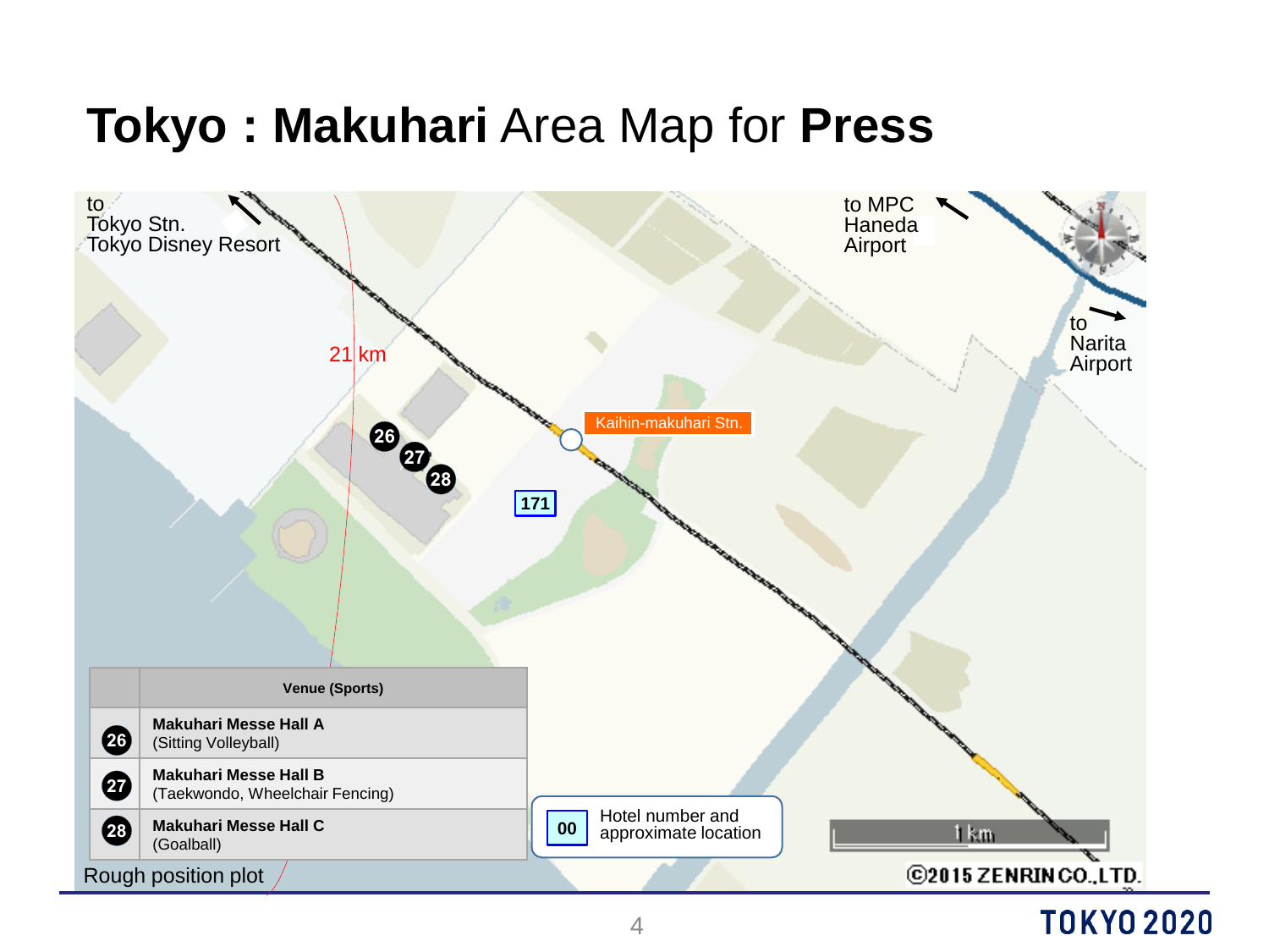# **Tokyo : Makuhari** Area Map for **Press**

to
Tokyo Stn.
Tokyo Disney Resort

to MPC
Haneda
Airport

to
Narita
Airport

21 km

Kaihin-makuhari Stn.

26 27 28

171

| | Venue (Sports) |
|---|---|
| 26 | **Makuhari Messe Hall A** (Sitting Volleyball) |
| 27 | **Makuhari Messe Hall B** (Taekwondo, Wheelchair Fencing) |
| 28 | **Makuhari Messe Hall C** (Goalball) |

Rough position plot

| 00 | Hotel number and approximate location |
|---|---|

1 km

©2015 ZENRIN CO.,LTD.

TOKYO 2020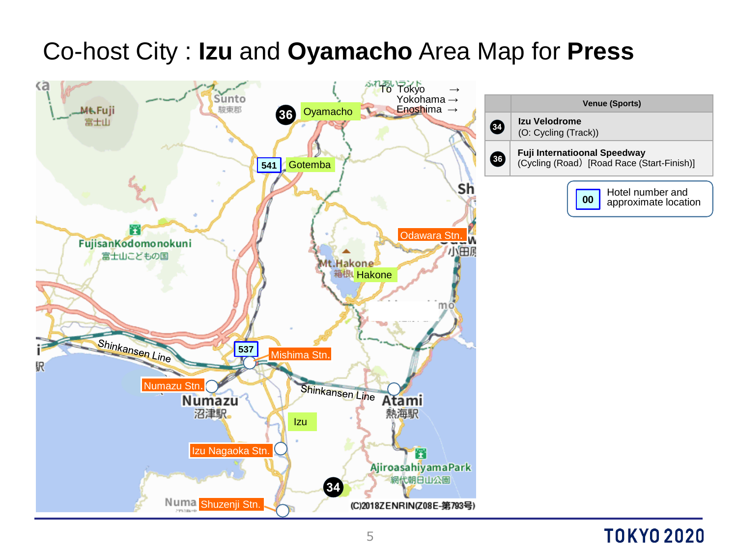# Co-host City : **Izu** and **Oyamacho** Area Map for **Press**

To Tokyo →
Yokohama →
Enoshima →

36 Oyamacho

541 Gotemba

Odawara Stn.

Hakone

Shinkansen Line

537 Mishima Stn.

Numazu Stn.

Shinkansen Line

Atami

Izu

Izu Nagaoka Stn.

34

Shuzenji Stn.

(C)2018ZENRIN(Z08E-第793号)

| | Venue (Sports) |
|---|---|
| 34 | **Izu Velodrome** (O: Cycling (Track)) |
| 36 | **Fuji Internatioonal Speedway** (Cycling (Road) [Road Race (Start-Finish)] |

00 Hotel number and approximate location